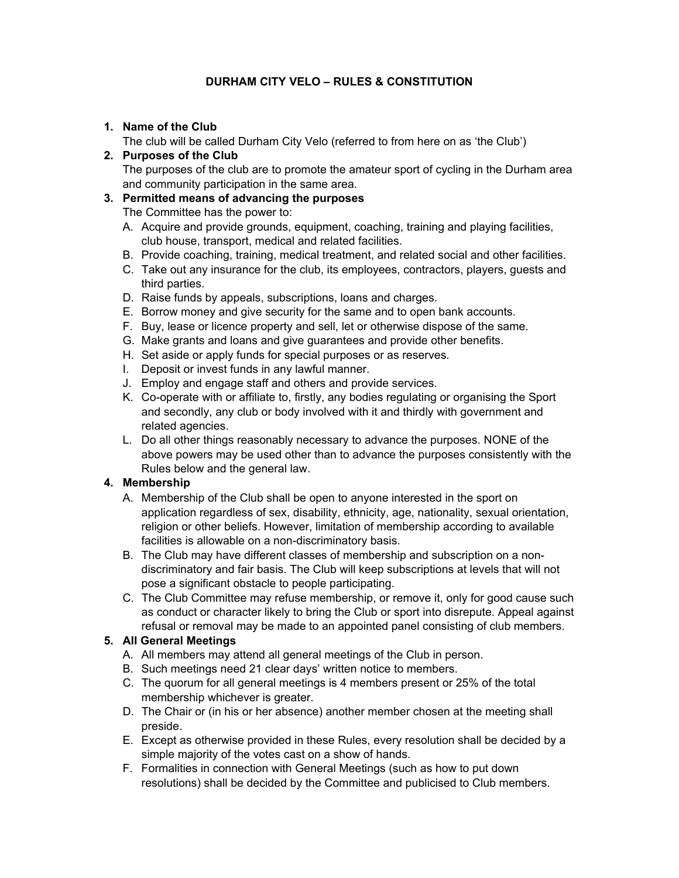# DURHAM CITY VELO – RULES & CONSTITUTION

1. **Name of the Club**
   The club will be called Durham City Velo (referred to from here on as 'the Club')
2. **Purposes of the Club**
   The purposes of the club are to promote the amateur sport of cycling in the Durham area and community participation in the same area.
3. **Permitted means of advancing the purposes**
   The Committee has the power to:
   A. Acquire and provide grounds, equipment, coaching, training and playing facilities, club house, transport, medical and related facilities.
   B. Provide coaching, training, medical treatment, and related social and other facilities.
   C. Take out any insurance for the club, its employees, contractors, players, guests and third parties.
   D. Raise funds by appeals, subscriptions, loans and charges.
   E. Borrow money and give security for the same and to open bank accounts.
   F. Buy, lease or licence property and sell, let or otherwise dispose of the same.
   G. Make grants and loans and give guarantees and provide other benefits.
   H. Set aside or apply funds for special purposes or as reserves.
   I. Deposit or invest funds in any lawful manner.
   J. Employ and engage staff and others and provide services.
   K. Co-operate with or affiliate to, firstly, any bodies regulating or organising the Sport and secondly, any club or body involved with it and thirdly with government and related agencies.
   L. Do all other things reasonably necessary to advance the purposes. NONE of the above powers may be used other than to advance the purposes consistently with the Rules below and the general law.
4. **Membership**
   A. Membership of the Club shall be open to anyone interested in the sport on application regardless of sex, disability, ethnicity, age, nationality, sexual orientation, religion or other beliefs. However, limitation of membership according to available facilities is allowable on a non-discriminatory basis.
   B. The Club may have different classes of membership and subscription on a non-discriminatory and fair basis. The Club will keep subscriptions at levels that will not pose a significant obstacle to people participating.
   C. The Club Committee may refuse membership, or remove it, only for good cause such as conduct or character likely to bring the Club or sport into disrepute. Appeal against refusal or removal may be made to an appointed panel consisting of club members.
5. **All General Meetings**
   A. All members may attend all general meetings of the Club in person.
   B. Such meetings need 21 clear days' written notice to members.
   C. The quorum for all general meetings is 4 members present or 25% of the total membership whichever is greater.
   D. The Chair or (in his or her absence) another member chosen at the meeting shall preside.
   E. Except as otherwise provided in these Rules, every resolution shall be decided by a simple majority of the votes cast on a show of hands.
   F. Formalities in connection with General Meetings (such as how to put down resolutions) shall be decided by the Committee and publicised to Club members.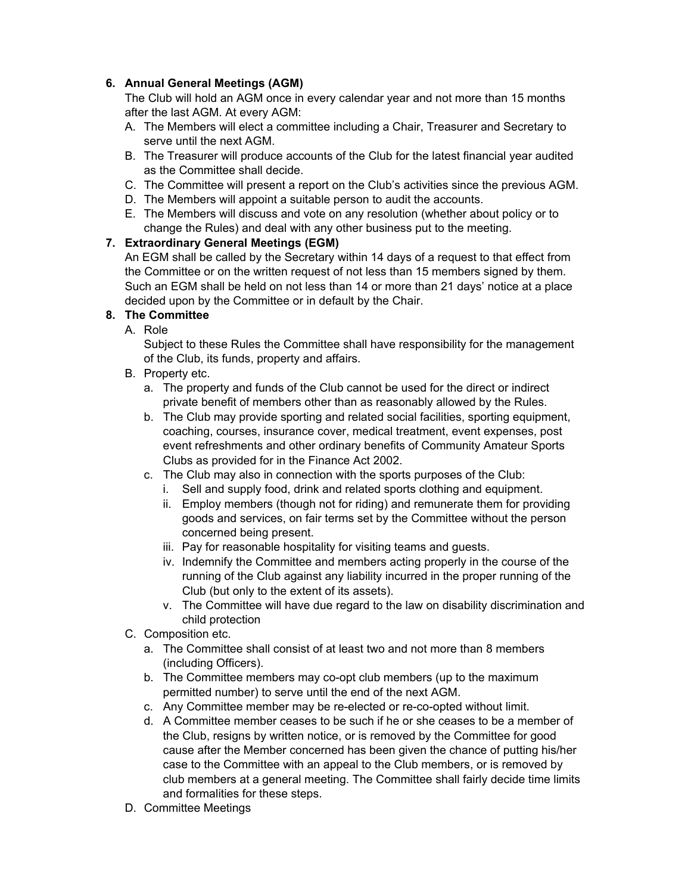6. **Annual General Meetings (AGM)**

   The Club will hold an AGM once in every calendar year and not more than 15 months after the last AGM. At every AGM:

   A. The Members will elect a committee including a Chair, Treasurer and Secretary to serve until the next AGM.
   B. The Treasurer will produce accounts of the Club for the latest financial year audited as the Committee shall decide.
   C. The Committee will present a report on the Club's activities since the previous AGM.
   D. The Members will appoint a suitable person to audit the accounts.
   E. The Members will discuss and vote on any resolution (whether about policy or to change the Rules) and deal with any other business put to the meeting.

7. **Extraordinary General Meetings (EGM)**

   An EGM shall be called by the Secretary within 14 days of a request to that effect from the Committee or on the written request of not less than 15 members signed by them. Such an EGM shall be held on not less than 14 or more than 21 days' notice at a place decided upon by the Committee or in default by the Chair.

8. **The Committee**

   A. Role

      Subject to these Rules the Committee shall have responsibility for the management of the Club, its funds, property and affairs.

   B. Property etc.
      a. The property and funds of the Club cannot be used for the direct or indirect private benefit of members other than as reasonably allowed by the Rules.
      b. The Club may provide sporting and related social facilities, sporting equipment, coaching, courses, insurance cover, medical treatment, event expenses, post event refreshments and other ordinary benefits of Community Amateur Sports Clubs as provided for in the Finance Act 2002.
      c. The Club may also in connection with the sports purposes of the Club:
         i. Sell and supply food, drink and related sports clothing and equipment.
         ii. Employ members (though not for riding) and remunerate them for providing goods and services, on fair terms set by the Committee without the person concerned being present.
         iii. Pay for reasonable hospitality for visiting teams and guests.
         iv. Indemnify the Committee and members acting properly in the course of the running of the Club against any liability incurred in the proper running of the Club (but only to the extent of its assets).
         v. The Committee will have due regard to the law on disability discrimination and child protection

   C. Composition etc.
      a. The Committee shall consist of at least two and not more than 8 members (including Officers).
      b. The Committee members may co-opt club members (up to the maximum permitted number) to serve until the end of the next AGM.
      c. Any Committee member may be re-elected or re-co-opted without limit.
      d. A Committee member ceases to be such if he or she ceases to be a member of the Club, resigns by written notice, or is removed by the Committee for good cause after the Member concerned has been given the chance of putting his/her case to the Committee with an appeal to the Club members, or is removed by club members at a general meeting. The Committee shall fairly decide time limits and formalities for these steps.

   D. Committee Meetings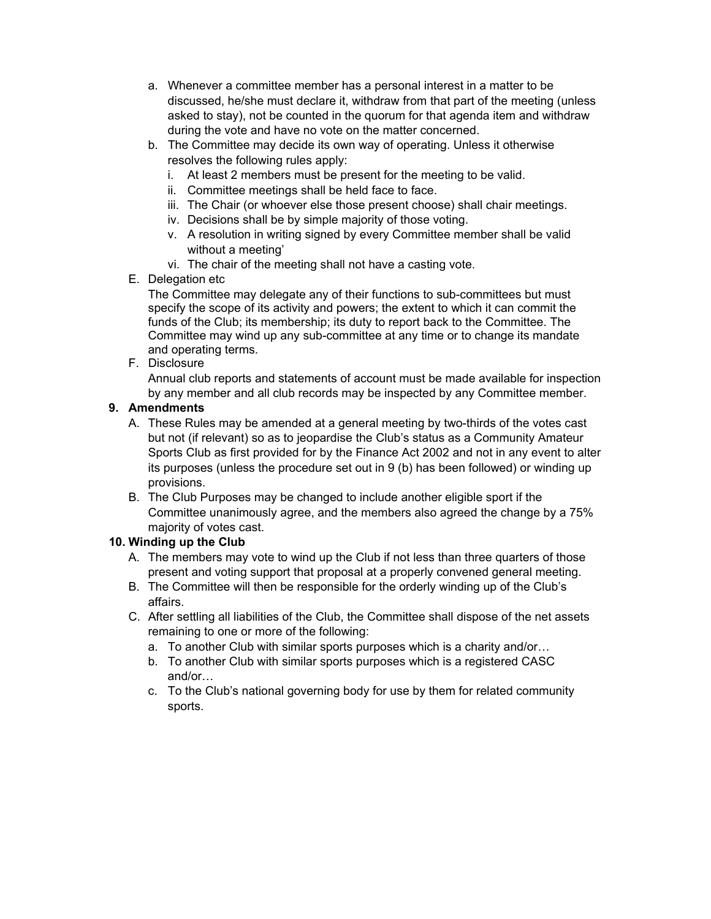a. Whenever a committee member has a personal interest in a matter to be discussed, he/she must declare it, withdraw from that part of the meeting (unless asked to stay), not be counted in the quorum for that agenda item and withdraw during the vote and have no vote on the matter concerned.
b. The Committee may decide its own way of operating. Unless it otherwise resolves the following rules apply:
    i. At least 2 members must be present for the meeting to be valid.
    ii. Committee meetings shall be held face to face.
    iii. The Chair (or whoever else those present choose) shall chair meetings.
    iv. Decisions shall be by simple majority of those voting.
    v. A resolution in writing signed by every Committee member shall be valid without a meeting'
    vi. The chair of the meeting shall not have a casting vote.

E. Delegation etc

The Committee may delegate any of their functions to sub-committees but must specify the scope of its activity and powers; the extent to which it can commit the funds of the Club; its membership; its duty to report back to the Committee. The Committee may wind up any sub-committee at any time or to change its mandate and operating terms.

F. Disclosure

Annual club reports and statements of account must be made available for inspection by any member and all club records may be inspected by any Committee member.

**9. Amendments**

A. These Rules may be amended at a general meeting by two-thirds of the votes cast but not (if relevant) so as to jeopardise the Club's status as a Community Amateur Sports Club as first provided for by the Finance Act 2002 and not in any event to alter its purposes (unless the procedure set out in 9 (b) has been followed) or winding up provisions.

B. The Club Purposes may be changed to include another eligible sport if the Committee unanimously agree, and the members also agreed the change by a 75% majority of votes cast.

**10. Winding up the Club**

A. The members may vote to wind up the Club if not less than three quarters of those present and voting support that proposal at a properly convened general meeting.

B. The Committee will then be responsible for the orderly winding up of the Club's affairs.

C. After settling all liabilities of the Club, the Committee shall dispose of the net assets remaining to one or more of the following:
  a. To another Club with similar sports purposes which is a charity and/or…
  b. To another Club with similar sports purposes which is a registered CASC and/or…
  c. To the Club's national governing body for use by them for related community sports.